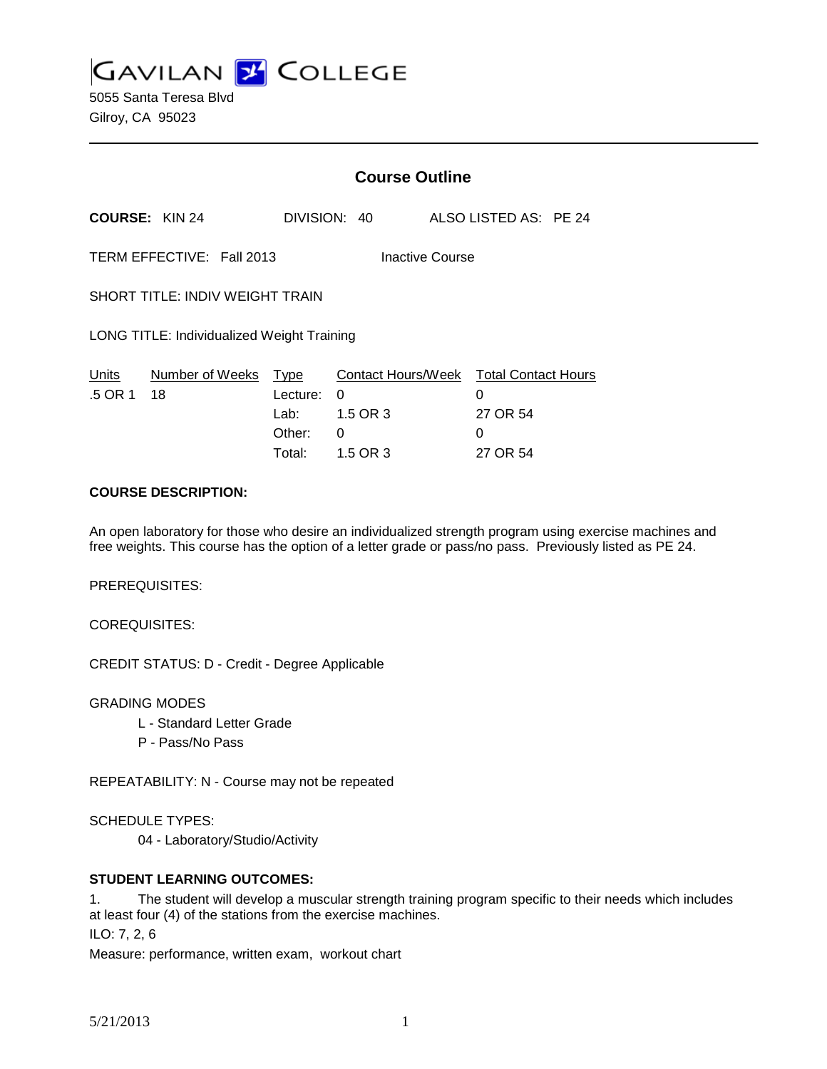# GAVILAN COLLEGE

5055 Santa Teresa Blvd
Gilroy, CA 95023

---

## Course Outline

**COURSE:** KIN 24 DIVISION: 40 ALSO LISTED AS: PE 24

TERM EFFECTIVE: Fall 2013 Inactive Course

SHORT TITLE: INDIV WEIGHT TRAIN

LONG TITLE: Individualized Weight Training

| Units | Number of Weeks | Type | Contact Hours/Week | Total Contact Hours |
|---|---|---|---|---|
| .5 OR 1 | 18 | Lecture: | 0 | 0 |
| | | Lab: | 1.5 OR 3 | 27 OR 54 |
| | | Other: | 0 | 0 |
| | | Total: | 1.5 OR 3 | 27 OR 54 |

**COURSE DESCRIPTION:**

An open laboratory for those who desire an individualized strength program using exercise machines and free weights. This course has the option of a letter grade or pass/no pass. Previously listed as PE 24.

PREREQUISITES:

COREQUISITES:

CREDIT STATUS: D - Credit - Degree Applicable

GRADING MODES

L - Standard Letter Grade
P - Pass/No Pass

REPEATABILITY: N - Course may not be repeated

SCHEDULE TYPES:

04 - Laboratory/Studio/Activity

**STUDENT LEARNING OUTCOMES:**

1. The student will develop a muscular strength training program specific to their needs which includes at least four (4) of the stations from the exercise machines.

ILO: 7, 2, 6

Measure: performance, written exam, workout chart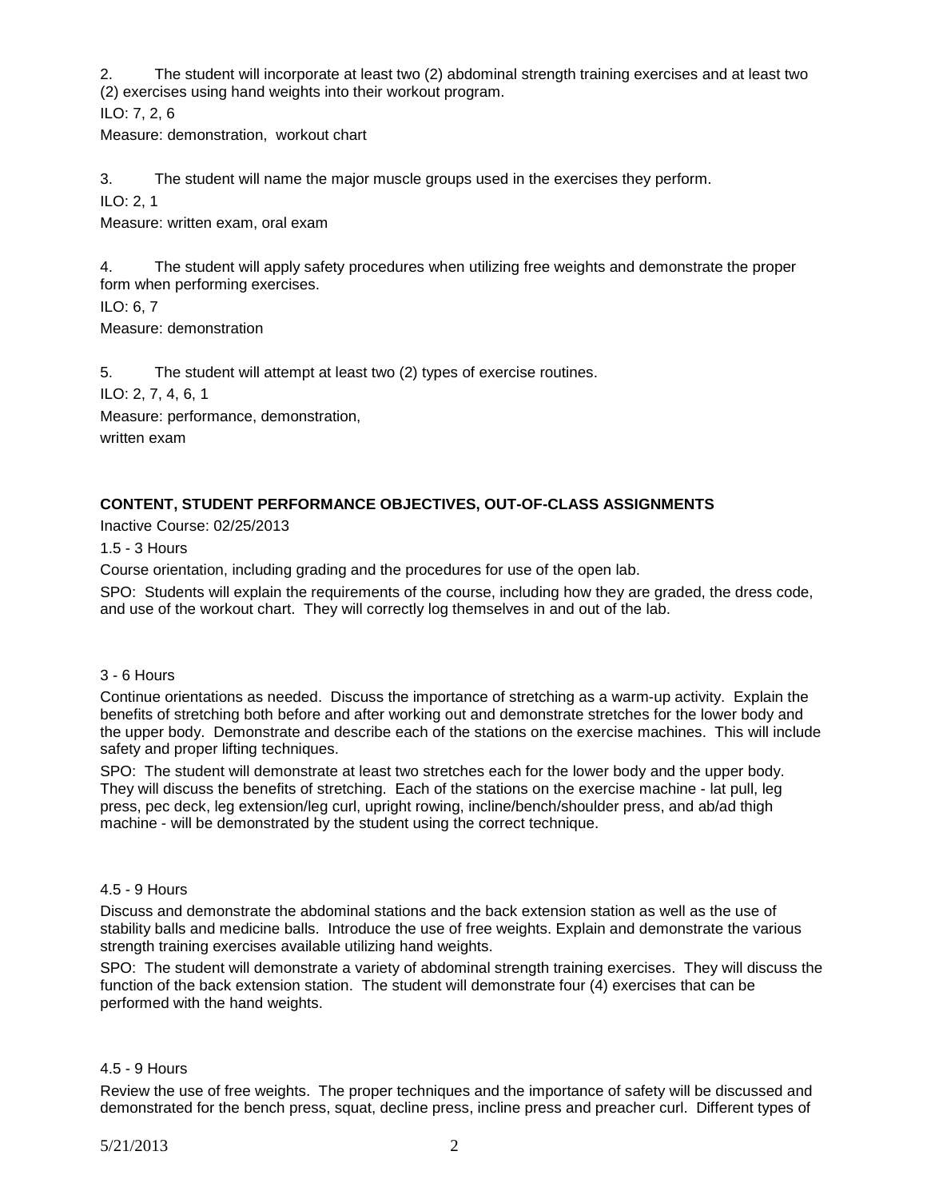2. The student will incorporate at least two (2) abdominal strength training exercises and at least two (2) exercises using hand weights into their workout program.

ILO: 7, 2, 6

Measure: demonstration, workout chart

3. The student will name the major muscle groups used in the exercises they perform.

ILO: 2, 1

Measure: written exam, oral exam

4. The student will apply safety procedures when utilizing free weights and demonstrate the proper form when performing exercises.

ILO: 6, 7

Measure: demonstration

5. The student will attempt at least two (2) types of exercise routines.

ILO: 2, 7, 4, 6, 1

Measure: performance, demonstration,
written exam

**CONTENT, STUDENT PERFORMANCE OBJECTIVES, OUT-OF-CLASS ASSIGNMENTS**

Inactive Course: 02/25/2013

1.5 - 3 Hours

Course orientation, including grading and the procedures for use of the open lab.

SPO: Students will explain the requirements of the course, including how they are graded, the dress code, and use of the workout chart. They will correctly log themselves in and out of the lab.

3 - 6 Hours

Continue orientations as needed. Discuss the importance of stretching as a warm-up activity. Explain the benefits of stretching both before and after working out and demonstrate stretches for the lower body and the upper body. Demonstrate and describe each of the stations on the exercise machines. This will include safety and proper lifting techniques.

SPO: The student will demonstrate at least two stretches each for the lower body and the upper body. They will discuss the benefits of stretching. Each of the stations on the exercise machine - lat pull, leg press, pec deck, leg extension/leg curl, upright rowing, incline/bench/shoulder press, and ab/ad thigh machine - will be demonstrated by the student using the correct technique.

4.5 - 9 Hours

Discuss and demonstrate the abdominal stations and the back extension station as well as the use of stability balls and medicine balls. Introduce the use of free weights. Explain and demonstrate the various strength training exercises available utilizing hand weights.

SPO: The student will demonstrate a variety of abdominal strength training exercises. They will discuss the function of the back extension station. The student will demonstrate four (4) exercises that can be performed with the hand weights.

4.5 - 9 Hours

Review the use of free weights. The proper techniques and the importance of safety will be discussed and demonstrated for the bench press, squat, decline press, incline press and preacher curl. Different types of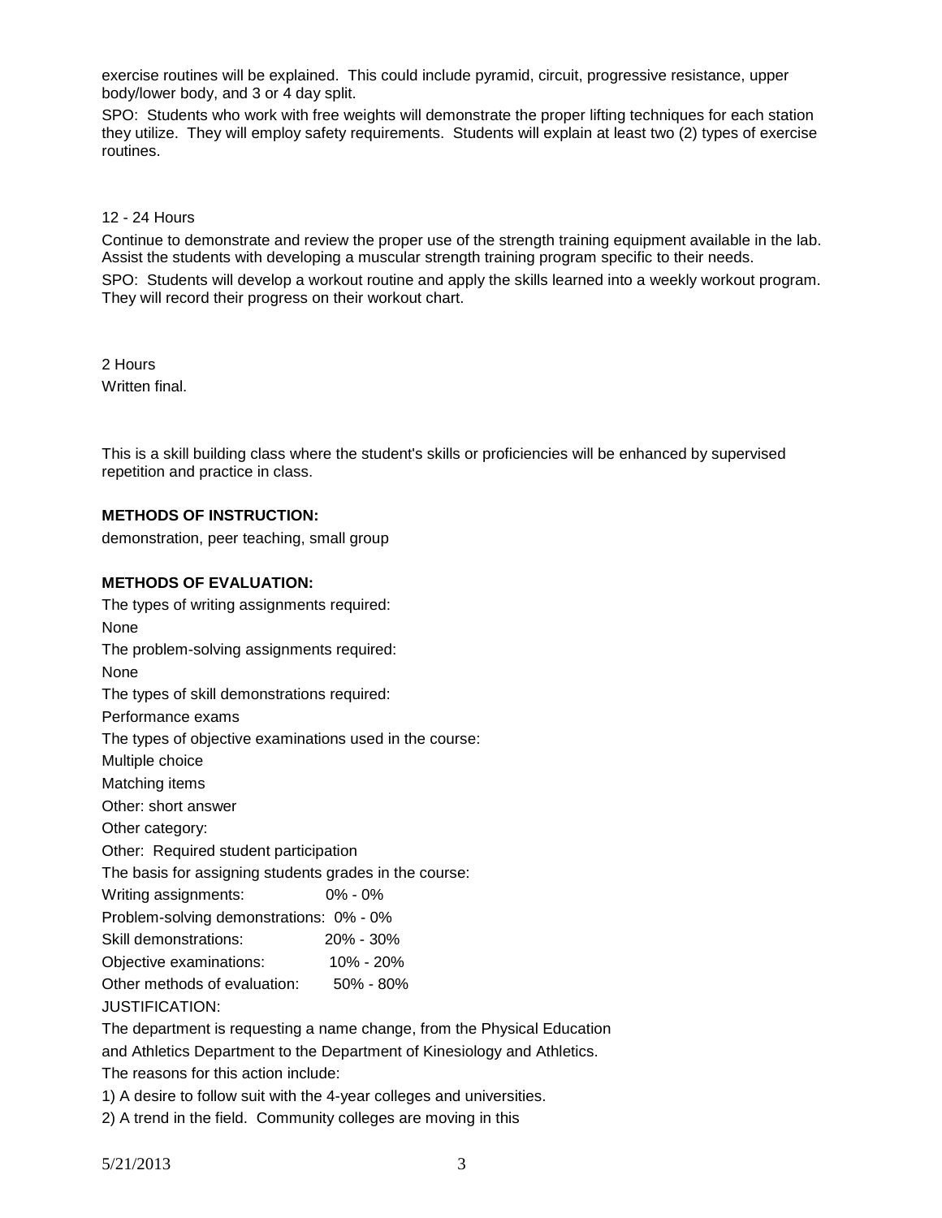exercise routines will be explained. This could include pyramid, circuit, progressive resistance, upper body/lower body, and 3 or 4 day split.

SPO: Students who work with free weights will demonstrate the proper lifting techniques for each station they utilize. They will employ safety requirements. Students will explain at least two (2) types of exercise routines.

12 - 24 Hours

Continue to demonstrate and review the proper use of the strength training equipment available in the lab. Assist the students with developing a muscular strength training program specific to their needs.

SPO: Students will develop a workout routine and apply the skills learned into a weekly workout program. They will record their progress on their workout chart.

2 Hours

Written final.

This is a skill building class where the student's skills or proficiencies will be enhanced by supervised repetition and practice in class.

**METHODS OF INSTRUCTION:**

demonstration, peer teaching, small group

**METHODS OF EVALUATION:**

The types of writing assignments required:

None

The problem-solving assignments required:

None

The types of skill demonstrations required:

Performance exams

The types of objective examinations used in the course:

Multiple choice

Matching items

Other: short answer

Other category:

Other: Required student participation

The basis for assigning students grades in the course:

Writing assignments: 0% - 0%

Problem-solving demonstrations: 0% - 0%

Skill demonstrations: 20% - 30%

Objective examinations: 10% - 20%

Other methods of evaluation: 50% - 80%

JUSTIFICATION:

The department is requesting a name change, from the Physical Education and Athletics Department to the Department of Kinesiology and Athletics.

The reasons for this action include:

1) A desire to follow suit with the 4-year colleges and universities.

2) A trend in the field. Community colleges are moving in this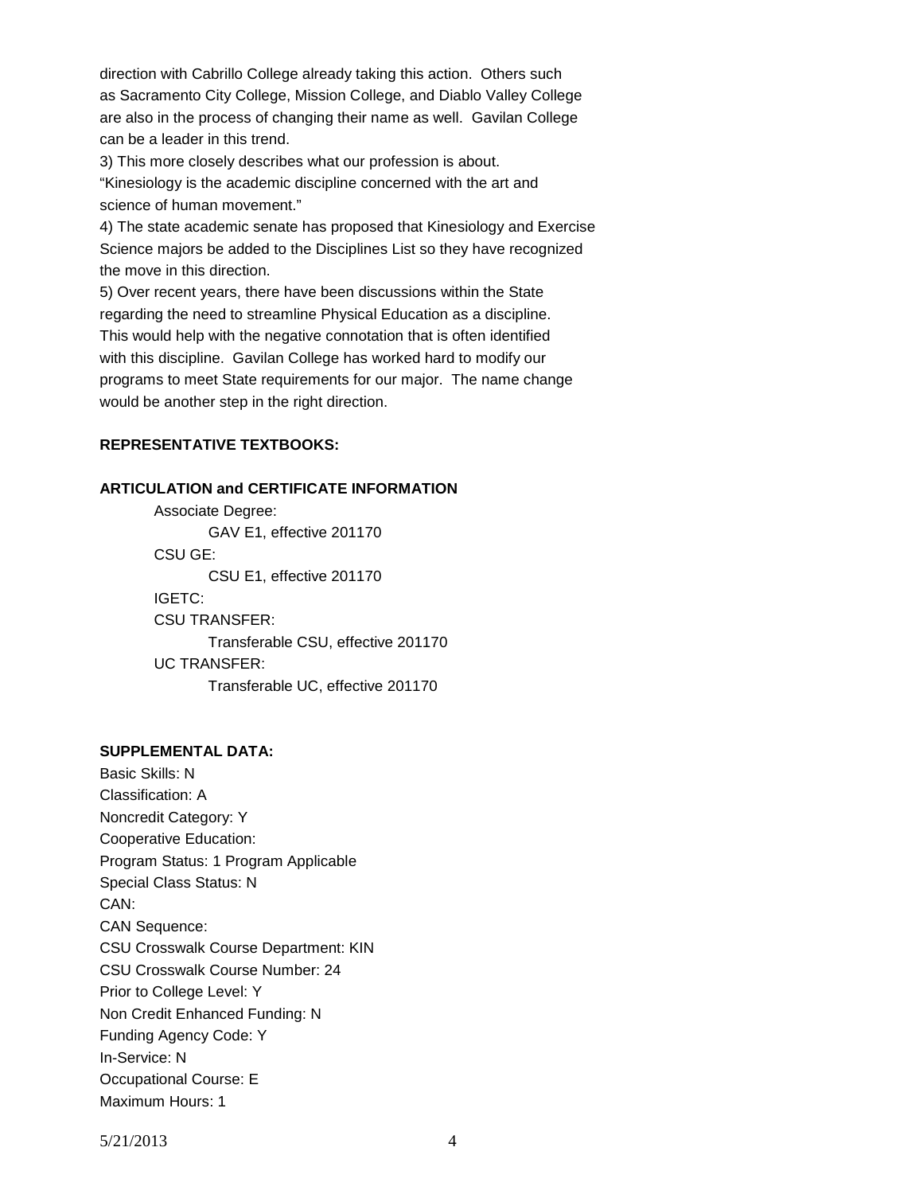direction with Cabrillo College already taking this action. Others such as Sacramento City College, Mission College, and Diablo Valley College are also in the process of changing their name as well. Gavilan College can be a leader in this trend.

3) This more closely describes what our profession is about. "Kinesiology is the academic discipline concerned with the art and science of human movement."

4) The state academic senate has proposed that Kinesiology and Exercise Science majors be added to the Disciplines List so they have recognized the move in this direction.

5) Over recent years, there have been discussions within the State regarding the need to streamline Physical Education as a discipline. This would help with the negative connotation that is often identified with this discipline. Gavilan College has worked hard to modify our programs to meet State requirements for our major. The name change would be another step in the right direction.

**REPRESENTATIVE TEXTBOOKS:**

**ARTICULATION and CERTIFICATE INFORMATION**

- Associate Degree:
  - GAV E1, effective 201170
- CSU GE:
  - CSU E1, effective 201170
- IGETC:
- CSU TRANSFER:
  - Transferable CSU, effective 201170
- UC TRANSFER:
  - Transferable UC, effective 201170

**SUPPLEMENTAL DATA:**

Basic Skills: N
Classification: A
Noncredit Category: Y
Cooperative Education:
Program Status: 1 Program Applicable
Special Class Status: N
CAN:
CAN Sequence:
CSU Crosswalk Course Department: KIN
CSU Crosswalk Course Number: 24
Prior to College Level: Y
Non Credit Enhanced Funding: N
Funding Agency Code: Y
In-Service: N
Occupational Course: E
Maximum Hours: 1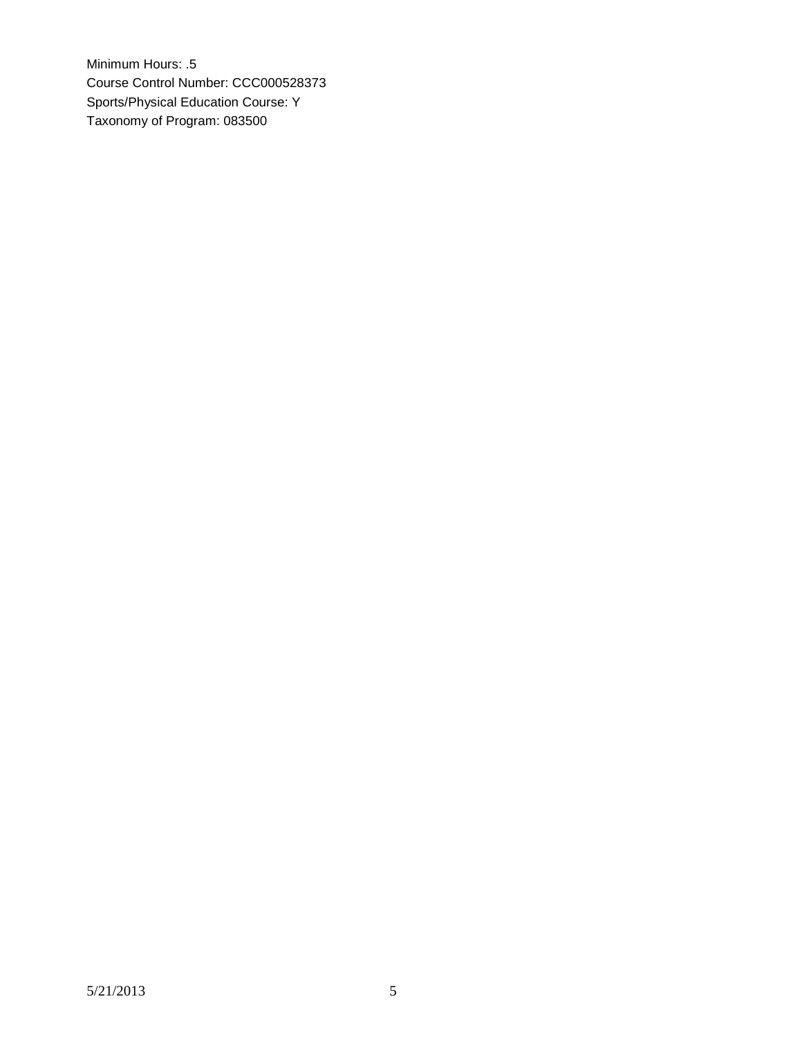Minimum Hours: .5
Course Control Number: CCC000528373
Sports/Physical Education Course: Y
Taxonomy of Program: 083500